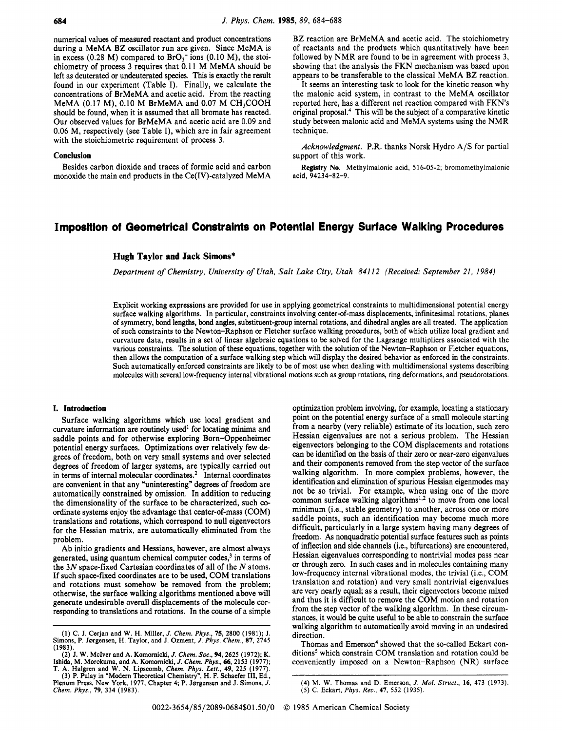numerical values of measured reactant and product concentrations during a MeMA BZ oscillator run are given. Since MeMA is in excess (0.28 M) compared to $BrO_3^-$ ions (0.10 M), the stoichiometry of process 3 requires that 0.11 M MeMA should be left as deuterated or undeuterated species. This is exactly the result found in our experiment (Table I). Finally, we calculate the concentrations of BrMeMA and acetic acid. From the reacting MeMA (0.17 M), 0.10 M BrMeMA and 0.07 M $CH_3COOH$ should be found, when it is assumed that all bromate has reacted. Our observed values for BrMeMA and acetic acid are 0.09 and 0.06 M, respectively (see Table I), which are in fair agreement with the stoichiometric requirement of process 3.

## Conclusion

Besides carbon dioxide and traces of formic acid and carbon monoxide the main end products in the Ce(IV)-catalyzed MeMA BZ reaction are BrMeMA and acetic acid. The stoichiometry of reactants and the products which quantitatively have been followed by NMR are found to be in agreement with process 3, showing that the analysis the FKN mechanism was based upon appears to be transferable to the classical MeMA BZ reaction.

It seems an interesting task to look for the kinetic reason why the malonic acid system, in contrast to the MeMA oscillator reported here, has a different net reaction compared with FKN's original proposal.[4] This will be the subject of a comparative kinetic study between malonic acid and MeMA systems using the NMR technique.

*Acknowledgment.* P.R. thanks Norsk Hydro A/S for partial support of this work.

**Registry No.** Methylmalonic acid, 516-05-2; bromomethylmalonic acid, 94234-82-9.

# Imposition of Geometrical Constraints on Potential Energy Surface Walking Procedures

**Hugh Taylor and Jack Simons***

*Department of Chemistry, University of Utah, Salt Lake City, Utah 84112 (Received: September 21, 1984)*

Explicit working expressions are provided for use in applying geometrical constraints to multidimensional potential energy surface walking algorithms. In particular, constraints involving center-of-mass displacements, infinitesimal rotations, planes of symmetry, bond lengths, bond angles, substituent-group internal rotations, and dihedral angles are all treated. The application of such constraints to the Newton–Raphson or Fletcher surface walking procedures, both of which utilize local gradient and curvature data, results in a set of linear algebraic equations to be solved for the Lagrange multipliers associated with the various constraints. The solution of these equations, together with the solution of the Newton–Raphson or Fletcher equations, then allows the computation of a surface walking step which will display the desired behavior as enforced in the constraints. Such automatically enforced constraints are likely to be of most use when dealing with multidimensional systems describing molecules with several low-frequency internal vibrational motions such as group rotations, ring deformations, and pseudorotations.

## I. Introduction

Surface walking algorithms which use local gradient and curvature information are routinely used[1] for locating minima and saddle points and for otherwise exploring Born–Oppenheimer potential energy surfaces. Optimizations over relatively few degrees of freedom, both on very small systems and over selected degrees of freedom of larger systems, are typically carried out in terms of internal molecular coordinates.[2] Internal coordinates are convenient in that any "uninteresting" degrees of freedom are automatically constrained by omission. In addition to reducing the dimensionality of the surface to be characterized, such coordinate systems enjoy the advantage that center-of-mass (COM) translations and rotations, which correspond to null eigenvectors for the Hessian matrix, are automatically eliminated from the problem.

Ab initio gradients and Hessians, however, are almost always generated, using quantum chemical computer codes,[3] in terms of the $3N$ space-fixed Cartesian coordinates of all of the $N$ atoms. If such space-fixed coordinates are to be used, COM translations and rotations must somehow be removed from the problem; otherwise, the surface walking algorithms mentioned above will generate undesirable overall displacements of the molecule corresponding to translations and rotations. In the course of a simple optimization problem involving, for example, locating a stationary point on the potential energy surface of a small molecule starting from a nearby (very reliable) estimate of its location, such zero Hessian eigenvalues are not a serious problem. The Hessian eigenvectors belonging to the COM displacements and rotations can be identified on the basis of their zero or near-zero eigenvalues and their components removed from the step vector of the surface walking algorithm. In more complex problems, however, the identification and elimination of spurious Hessian eigenmodes may not be so trivial. For example, when using one of the more common surface walking algorithms[1,2] to move from one local minimum (i.e., stable geometry) to another, across one or more saddle points, such an identification may become much more difficult, particularly in a large system having many degrees of freedom. As nonquadratic potential surface features such as points of inflection and side channels (i.e., bifurcations) are encountered, Hessian eigenvalues corresponding to nontrivial modes pass near or through zero. In such cases and in molecules containing many low-frequency internal vibrational modes, the trivial (i.e., COM translation and rotation) and very small nontrivial eigenvalues are very nearly equal; as a result, their eigenvectors become mixed and thus it is difficult to remove the COM motion and rotation from the step vector of the walking algorithm. In these circumstances, it would be quite useful to be able to constrain the surface walking algorithm to automatically avoid moving in an undesired direction.

Thomas and Emerson[4] showed that the so-called Eckart conditions[5] which constrain COM translation and rotation could be conveniently imposed on a Newton–Raphson (NR) surface

(1) C. J. Cerjan and W. H. Miller, *J. Chem. Phys.*, **75**, 2800 (1981); J. Simons, P. Jørgensen, H. Taylor, and J. Ozment, *J. Phys. Chem.*, **87**, 2745 (1983).
(2) J. W. McIver and A. Komornicki, *J. Chem. Soc.*, **94**, 2625 (1972); K. Ishida, M. Morokuma, and A. Komornicki, *J. Chem. Phys.*, **66**, 2153 (1977); T. A. Halgren and W. N. Lipscomb, *Chem. Phys. Lett.*, **49**, 225 (1977).
(3) P. Pulay in "Modern Theoretical Chemistry", H. F. Schaefer III, Ed., Plenum Press, New York, 1977, Chapter 4; P. Jørgensen and J. Simons, *J. Chem. Phys.*, **79**, 334 (1983).
(4) M. W. Thomas and D. Emerson, *J. Mol. Struct.*, **16**, 473 (1973).
(5) C. Eckart, *Phys. Rev.*, **47**, 552 (1935).

0022-3654/85/2089-0684\$01.50/0 © 1985 American Chemical Society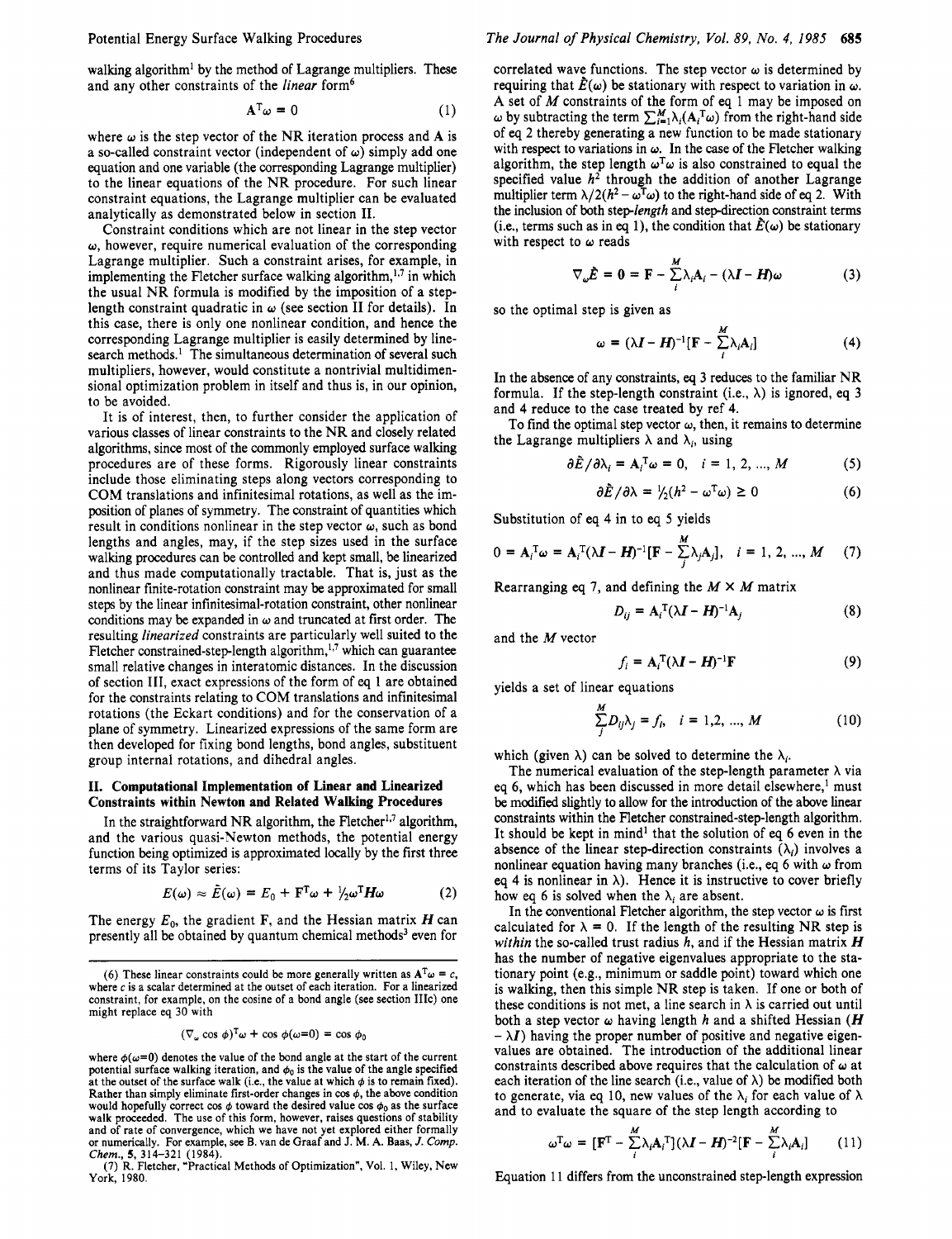walking algorithm[1] by the method of Lagrange multipliers. These and any other constraints of the *linear* form[6]

$$\mathbf{A}^{\mathrm{T}}\omega = 0 \tag{1}$$

where $\omega$ is the step vector of the NR iteration process and $\mathbf{A}$ is a so-called constraint vector (independent of $\omega$) simply add one equation and one variable (the corresponding Lagrange multiplier) to the linear equations of the NR procedure. For such linear constraint equations, the Lagrange multiplier can be evaluated analytically as demonstrated below in section II.

Constraint conditions which are not linear in the step vector $\omega$, however, require numerical evaluation of the corresponding Lagrange multiplier. Such a constraint arises, for example, in implementing the Fletcher surface walking algorithm,[1,7] in which the usual NR formula is modified by the imposition of a step-length constraint quadratic in $\omega$ (see section II for details). In this case, there is only one nonlinear condition, and hence the corresponding Lagrange multiplier is easily determined by line-search methods.[1] The simultaneous determination of several such multipliers, however, would constitute a nontrivial multidimensional optimization problem in itself and thus is, in our opinion, to be avoided.

It is of interest, then, to further consider the application of various classes of linear constraints to the NR and closely related algorithms, since most of the commonly employed surface walking procedures are of these forms. Rigorously linear constraints include those eliminating steps along vectors corresponding to COM translations and infinitesimal rotations, as well as the imposition of planes of symmetry. The constraint of quantities which result in conditions nonlinear in the step vector $\omega$, such as bond lengths and angles, may, if the step sizes used in the surface walking procedures can be controlled and kept small, be linearized and thus made computationally tractable. That is, just as the nonlinear finite-rotation constraint may be approximated for small steps by the linear infinitesimal-rotation constraint, other nonlinear conditions may be expanded in $\omega$ and truncated at first order. The resulting *linearized* constraints are particularly well suited to the Fletcher constrained-step-length algorithm,[1,7] which can guarantee small relative changes in interatomic distances. In the discussion of section III, exact expressions of the form of eq 1 are obtained for the constraints relating to COM translations and infinitesimal rotations (the Eckart conditions) and for the conservation of a plane of symmetry. Linearized expressions of the same form are then developed for fixing bond lengths, bond angles, substituent group internal rotations, and dihedral angles.

## II. Computational Implementation of Linear and Linearized Constraints within Newton and Related Walking Procedures

In the straightforward NR algorithm, the Fletcher[1,7] algorithm, and the various quasi-Newton methods, the potential energy function being optimized is approximated locally by the first three terms of its Taylor series:

$$E(\omega) \approx \tilde{E}(\omega) = E_0 + \mathbf{F}^{\mathrm{T}}\omega + \tfrac{1}{2}\omega^{\mathrm{T}}\boldsymbol{H}\omega \tag{2}$$

The energy $E_0$, the gradient $\mathbf{F}$, and the Hessian matrix $\boldsymbol{H}$ can presently all be obtained by quantum chemical methods[3] even for correlated wave functions. The step vector $\omega$ is determined by requiring that $\tilde{E}(\omega)$ be stationary with respect to variation in $\omega$. A set of $M$ constraints of the form of eq 1 may be imposed on $\omega$ by subtracting the term $\sum_{i=1}^{M}\lambda_i(\mathbf{A}_i^{\mathrm{T}}\omega)$ from the right-hand side of eq 2 thereby generating a new function to be made stationary with respect to variations in $\omega$. In the case of the Fletcher walking algorithm, the step length $\omega^{\mathrm{T}}\omega$ is also constrained to equal the specified value $h^2$ through the addition of another Lagrange multiplier term $\lambda/2(h^2 - \omega^{\mathrm{T}}\omega)$ to the right-hand side of eq 2. With the inclusion of both step-*length* and step-*direction* constraint terms (i.e., terms such as in eq 1), the condition that $\tilde{E}(\omega)$ be stationary with respect to $\omega$ reads

$$\nabla_\omega \tilde{E} = \mathbf{0} = \mathbf{F} - \sum_i^M \lambda_i \mathbf{A}_i - (\lambda \boldsymbol{I} - \boldsymbol{H})\omega \tag{3}$$

so the optimal step is given as

$$\omega = (\lambda \boldsymbol{I} - \boldsymbol{H})^{-1}[\mathbf{F} - \sum_i^M \lambda_i \mathbf{A}_i] \tag{4}$$

In the absence of any constraints, eq 3 reduces to the familiar NR formula. If the step-length constraint (i.e., $\lambda$) is ignored, eq 3 and 4 reduce to the case treated by ref 4.

To find the optimal step vector $\omega$, then, it remains to determine the Lagrange multipliers $\lambda$ and $\lambda_i$, using

$$\partial \tilde{E}/\partial \lambda_i = \mathbf{A}_i^{\mathrm{T}}\omega = 0, \quad i = 1, 2, ..., M \tag{5}$$

$$\partial \tilde{E}/\partial \lambda = \tfrac{1}{2}(h^2 - \omega^{\mathrm{T}}\omega) \geq 0 \tag{6}$$

Substitution of eq 4 in to eq 5 yields

$$0 = \mathbf{A}_i^{\mathrm{T}}\omega = \mathbf{A}_i^{\mathrm{T}}(\lambda \boldsymbol{I} - \boldsymbol{H})^{-1}[\mathbf{F} - \sum_j^M \lambda_j \mathbf{A}_j], \quad i = 1, 2, ..., M \tag{7}$$

Rearranging eq 7, and defining the $M \times M$ matrix

$$D_{ij} = \mathbf{A}_i^{\mathrm{T}}(\lambda \boldsymbol{I} - \boldsymbol{H})^{-1}\mathbf{A}_j \tag{8}$$

and the $M$ vector

$$f_i = \mathbf{A}_i^{\mathrm{T}}(\lambda \boldsymbol{I} - \boldsymbol{H})^{-1}\mathbf{F} \tag{9}$$

yields a set of linear equations

$$\sum_j^M D_{ij}\lambda_j = f_i, \quad i = 1, 2, ..., M \tag{10}$$

which (given $\lambda$) can be solved to determine the $\lambda_i$.

The numerical evaluation of the step-length parameter $\lambda$ via eq 6, which has been discussed in more detail elsewhere,[1] must be modified slightly to allow for the introduction of the above linear constraints within the Fletcher constrained-step-length algorithm. It should be kept in mind[1] that the solution of eq 6 even in the absence of the linear step-direction constraints ($\lambda_i$) involves a nonlinear equation having many branches (i.e., eq 6 with $\omega$ from eq 4 is nonlinear in $\lambda$). Hence it is instructive to cover briefly how eq 6 is solved when the $\lambda_i$ are absent.

In the conventional Fletcher algorithm, the step vector $\omega$ is first calculated for $\lambda = 0$. If the length of the resulting NR step is *within* the so-called trust radius $h$, and if the Hessian matrix $\boldsymbol{H}$ has the number of negative eigenvalues appropriate to the stationary point (e.g., minimum or saddle point) toward which one is walking, then this simple NR step is taken. If one or both of these conditions is not met, a line search in $\lambda$ is carried out until both a step vector $\omega$ having length $h$ and a shifted Hessian ($\boldsymbol{H} - \lambda \boldsymbol{I}$) having the proper number of positive and negative eigenvalues are obtained. The introduction of the additional linear constraints described above requires that the calculation of $\omega$ at each iteration of the line search (i.e., value of $\lambda$) be modified both to generate, via eq 10, new values of the $\lambda_i$ for each value of $\lambda$ and to evaluate the square of the step length according to

$$\omega^{\mathrm{T}}\omega = [\mathbf{F}^{\mathrm{T}} - \sum_i^M \lambda_i \mathbf{A}_i^{\mathrm{T}}](\lambda \boldsymbol{I} - \boldsymbol{H})^{-2}[\mathbf{F} - \sum_i^M \lambda_i \mathbf{A}_i] \tag{11}$$

Equation 11 differs from the unconstrained step-length expression

---

(6) These linear constraints could be more generally written as $\mathbf{A}^{\mathrm{T}}\omega = c$, where $c$ is a scalar determined at the outset of each iteration. For a linearized constraint, for example, on the cosine of a bond angle (see section IIIc) one might replace eq 30 with

$$(\nabla_\omega \cos\phi)^{\mathrm{T}}\omega + \cos\phi(\omega{=}0) = \cos\phi_0$$

where $\phi(\omega{=}0)$ denotes the value of the bond angle at the start of the current potential surface walking iteration, and $\phi_0$ is the value of the angle specified at the outset of the surface walk (i.e., the value at which $\phi$ is to remain fixed). Rather than simply eliminate first-order changes in $\cos\phi$, the above condition would hopefully correct $\cos\phi$ toward the desired value $\cos\phi_0$ as the surface walk proceeded. The use of this form, however, raises questions of stability and of rate of convergence, which we have not yet explored either formally or numerically. For example, see B. van de Graaf and J. M. A. Baas, *J. Comp. Chem.*, **5**, 314–321 (1984).

(7) R. Fletcher, "Practical Methods of Optimization", Vol. 1, Wiley, New York, 1980.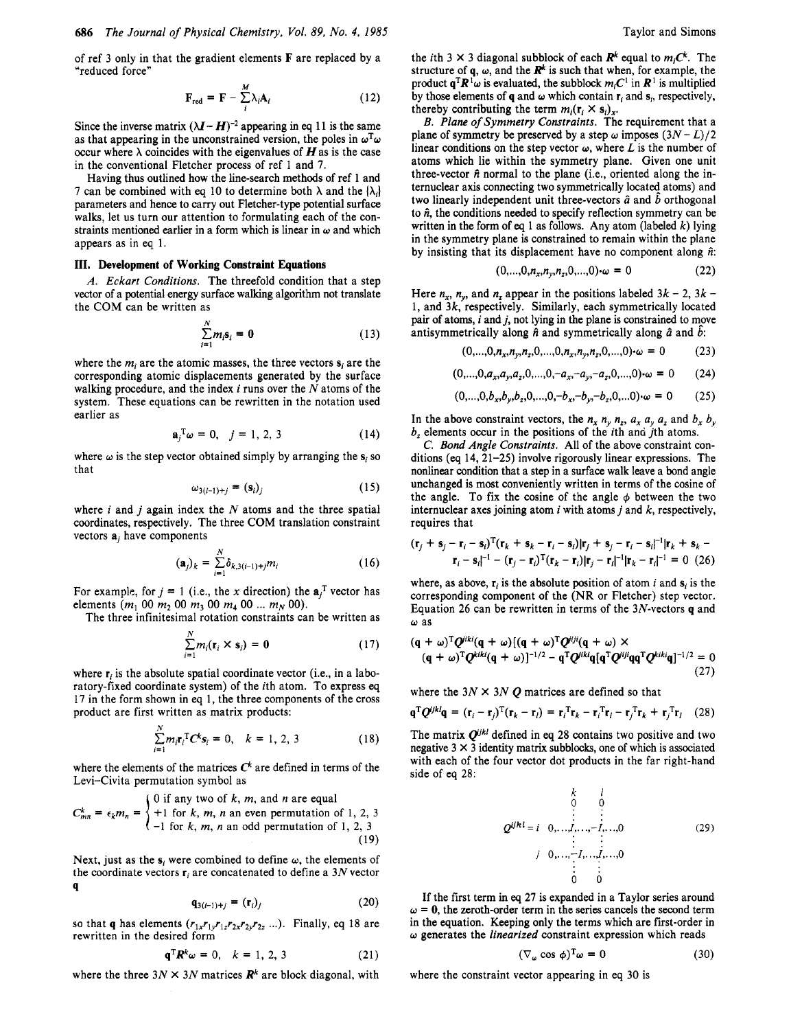of ref 3 only in that the gradient elements $\mathbf{F}$ are replaced by a "reduced force"

$$\mathbf{F}_{\text{red}} = \mathbf{F} - \sum_i^M \lambda_i \mathbf{A}_i \tag{12}$$

Since the inverse matrix $(\lambda\mathbf{I} - \mathbf{H})^{-2}$ appearing in eq 11 is the same as that appearing in the unconstrained version, the poles in $\omega^T\omega$ occur where $\lambda$ coincides with the eigenvalues of $\mathbf{H}$ as is the case in the conventional Fletcher process of ref 1 and 7.

Having thus outlined how the line-search methods of ref 1 and 7 can be combined with eq 10 to determine both $\lambda$ and the $\{\lambda_i\}$ parameters and hence to carry out Fletcher-type potential surface walks, let us turn our attention to formulating each of the constraints mentioned earlier in a form which is linear in $\omega$ and which appears as in eq 1.

## III. Development of Working Constraint Equations

*A. Eckart Conditions.* The threefold condition that a step vector of a potential energy surface walking algorithm not translate the COM can be written as

$$\sum_{i=1}^N m_i \mathbf{s}_i = \mathbf{0} \tag{13}$$

where the $m_i$ are the atomic masses, the three vectors $\mathbf{s}_i$ are the corresponding atomic displacements generated by the surface walking procedure, and the index $i$ runs over the $N$ atoms of the system. These equations can be rewritten in the notation used earlier as

$$\mathbf{a}_j^T\omega = 0, \quad j = 1, 2, 3 \tag{14}$$

where $\omega$ is the step vector obtained simply by arranging the $\mathbf{s}_i$ so that

$$\omega_{3(i-1)+j} = (\mathbf{s}_i)_j \tag{15}$$

where $i$ and $j$ again index the $N$ atoms and the three spatial coordinates, respectively. The three COM translation constraint vectors $\mathbf{a}_j$ have components

$$(\mathbf{a}_j)_k = \sum_{i=1}^N \delta_{k,3(i-1)+j} m_i \tag{16}$$

For example, for $j = 1$ (i.e., the $x$ direction) the $\mathbf{a}_j^T$ vector has elements $(m_1\ 00\ m_2\ 00\ m_3\ 00\ m_4\ 00\ \ldots\ m_N\ 00)$.

The three infinitesimal rotation constraints can be written as

$$\sum_{i=1}^N m_i(\mathbf{r}_i \times \mathbf{s}_i) = \mathbf{0} \tag{17}$$

where $\mathbf{r}_i$ is the absolute spatial coordinate vector (i.e., in a laboratory-fixed coordinate system) of the $i$th atom. To express eq 17 in the form shown in eq 1, the three components of the cross product are first written as matrix products:

$$\sum_{i=1}^N m_i \mathbf{r}_i^T \mathbf{C}^k \mathbf{s}_i = 0, \quad k = 1, 2, 3 \tag{18}$$

where the elements of the matrices $\mathbf{C}^k$ are defined in terms of the Levi-Civita permutation symbol as

$$C_{mn}^k = \epsilon_k m_n = \begin{cases} 0 \text{ if any two of } k, m, \text{ and } n \text{ are equal} \\ +1 \text{ for } k, m, n \text{ an even permutation of } 1, 2, 3 \\ -1 \text{ for } k, m, n \text{ an odd permutation of } 1, 2, 3 \end{cases} \tag{19}$$

Next, just as the $\mathbf{s}_i$ were combined to define $\omega$, the elements of the coordinate vectors $\mathbf{r}_i$ are concatenated to define a $3N$ vector $\mathbf{q}$

$$q_{3(i-1)+j} = (\mathbf{r}_i)_j \tag{20}$$

so that $\mathbf{q}$ has elements $(r_{1x}r_{1y}r_{1z}r_{2x}r_{2y}r_{2z}\ \ldots)$. Finally, eq 18 are rewritten in the desired form

$$\mathbf{q}^T\mathbf{R}^k\omega = 0, \quad k = 1, 2, 3 \tag{21}$$

where the three $3N \times 3N$ matrices $\mathbf{R}^k$ are block diagonal, with the $i$th $3 \times 3$ diagonal subblock of each $\mathbf{R}^k$ equal to $m_i\mathbf{C}^k$. The structure of $\mathbf{q}$, $\omega$, and the $\mathbf{R}^k$ is such that when, for example, the product $\mathbf{q}^T\mathbf{R}^1\omega$ is evaluated, the subblock $m_i\mathbf{C}^1$ in $\mathbf{R}^1$ is multiplied by those elements of $\mathbf{q}$ and $\omega$ which contain $\mathbf{r}_i$ and $\mathbf{s}_i$, respectively, thereby contributing the term $m_i(\mathbf{r}_i \times \mathbf{s}_i)_x$.

*B. Plane of Symmetry Constraints.* The requirement that a plane of symmetry be preserved by a step $\omega$ imposes $(3N - L)/2$ linear conditions on the step vector $\omega$, where $L$ is the number of atoms which lie within the symmetry plane. Given one unit three-vector $\hat{n}$ normal to the plane (i.e., oriented along the internuclear axis connecting two symmetrically located atoms) and two linearly independent unit three-vectors $\hat{a}$ and $\hat{b}$ orthogonal to $\hat{n}$, the conditions needed to specify reflection symmetry can be written in the form of eq 1 as follows. Any atom (labeled $k$) lying in the symmetry plane is constrained to remain within the plane by insisting that its displacement have no component along $\hat{n}$:

$$(0,\ldots,0,n_x,n_y,n_z,0,\ldots,0)\cdot\omega = 0 \tag{22}$$

Here $n_x$, $n_y$, and $n_z$ appear in the positions labeled $3k - 2$, $3k - 1$, and $3k$, respectively. Similarly, each symmetrically located pair of atoms, $i$ and $j$, not lying in the plane is constrained to move antisymmetrically along $\hat{n}$ and symmetrically along $\hat{a}$ and $\hat{b}$:

$$(0,\ldots,0,n_x,n_y,n_z,0,\ldots,0,n_x,n_y,n_z,0,\ldots,0)\cdot\omega = 0 \tag{23}$$

$$(0,\ldots,0,a_x,a_y,a_z,0,\ldots,0,-a_x,-a_y,-a_z,0,\ldots,0)\cdot\omega = 0 \tag{24}$$

$$(0,\ldots,0,b_x,b_y,b_z,0,\ldots,0,-b_x,-b_y,-b_z,0,\ldots0)\cdot\omega = 0 \tag{25}$$

In the above constraint vectors, the $n_x\ n_y\ n_z$, $a_x\ a_y\ a_z$ and $b_x\ b_y\ b_z$ elements occur in the positions of the $i$th and $j$th atoms.

*C. Bond Angle Constraints.* All of the above constraint conditions (eq 14, 21–25) involve rigorously linear expressions. The nonlinear condition that a step in a surface walk leave a bond angle unchanged is most conveniently written in terms of the cosine of the angle. To fix the cosine of the angle $\phi$ between the two internuclear axes joining atom $i$ with atoms $j$ and $k$, respectively, requires that

$$(\mathbf{r}_j + \mathbf{s}_j - \mathbf{r}_i - \mathbf{s}_i)^T(\mathbf{r}_k + \mathbf{s}_k - \mathbf{r}_i - \mathbf{s}_i)|\mathbf{r}_j + \mathbf{s}_j - \mathbf{r}_i - \mathbf{s}_i|^{-1}|\mathbf{r}_k + \mathbf{s}_k - \mathbf{r}_i - \mathbf{s}_i|^{-1} - (\mathbf{r}_j - \mathbf{r}_i)^T(\mathbf{r}_k - \mathbf{r}_i)|\mathbf{r}_j - \mathbf{r}_i|^{-1}|\mathbf{r}_k - \mathbf{r}_i|^{-1} = 0 \tag{26}$$

where, as above, $\mathbf{r}_i$ is the absolute position of atom $i$ and $\mathbf{s}_i$ is the corresponding component of the (NR or Fletcher) step vector. Equation 26 can be rewritten in terms of the $3N$-vectors $\mathbf{q}$ and $\omega$ as

$$(\mathbf{q} + \omega)^T\mathbf{Q}^{ijkl}(\mathbf{q} + \omega)[(\mathbf{q} + \omega)^T\mathbf{Q}^{ijji}(\mathbf{q} + \omega) \times (\mathbf{q} + \omega)^T\mathbf{Q}^{ikki}(\mathbf{q} + \omega)]^{-1/2} - \mathbf{q}^T\mathbf{Q}^{ijkl}\mathbf{q}[\mathbf{q}^T\mathbf{Q}^{ijji}\mathbf{q}\mathbf{q}^T\mathbf{Q}^{ikki}\mathbf{q}]^{-1/2} = 0 \tag{27}$$

where the $3N \times 3N$ $\mathbf{Q}$ matrices are defined so that

$$\mathbf{q}^T\mathbf{Q}^{ijkl}\mathbf{q} = (\mathbf{r}_i - \mathbf{r}_j)^T(\mathbf{r}_k - \mathbf{r}_l) = \mathbf{r}_i^T\mathbf{r}_k - \mathbf{r}_i^T\mathbf{r}_l - \mathbf{r}_j^T\mathbf{r}_k + \mathbf{r}_j^T\mathbf{r}_l \tag{28}$$

The matrix $\mathbf{Q}^{ijkl}$ defined in eq 28 contains two positive and two negative $3 \times 3$ identity matrix subblocks, one of which is associated with each of the four vector dot products in the far right-hand side of eq 28:

$$\mathbf{Q}^{ijkl} = \begin{array}{c} \\ \\ i \\ \\ j \\ \\ \\ \end{array} \begin{array}{cc} k & l \\ 0 & 0 \\ \vdots & \vdots \\ 0,\ldots,I,\ldots,-I,\ldots,0 \\ \vdots & \vdots \\ 0,\ldots,-I,\ldots,I,\ldots,0 \\ \vdots & \vdots \\ 0 & 0 \end{array} \tag{29}$$

If the first term in eq 27 is expanded in a Taylor series around $\omega = \mathbf{0}$, the zeroth-order term in the series cancels the second term in the equation. Keeping only the terms which are first-order in $\omega$ generates the *linearized* constraint expression which reads

$$(\nabla_\omega \cos\phi)^T\omega = 0 \tag{30}$$

where the constraint vector appearing in eq 30 is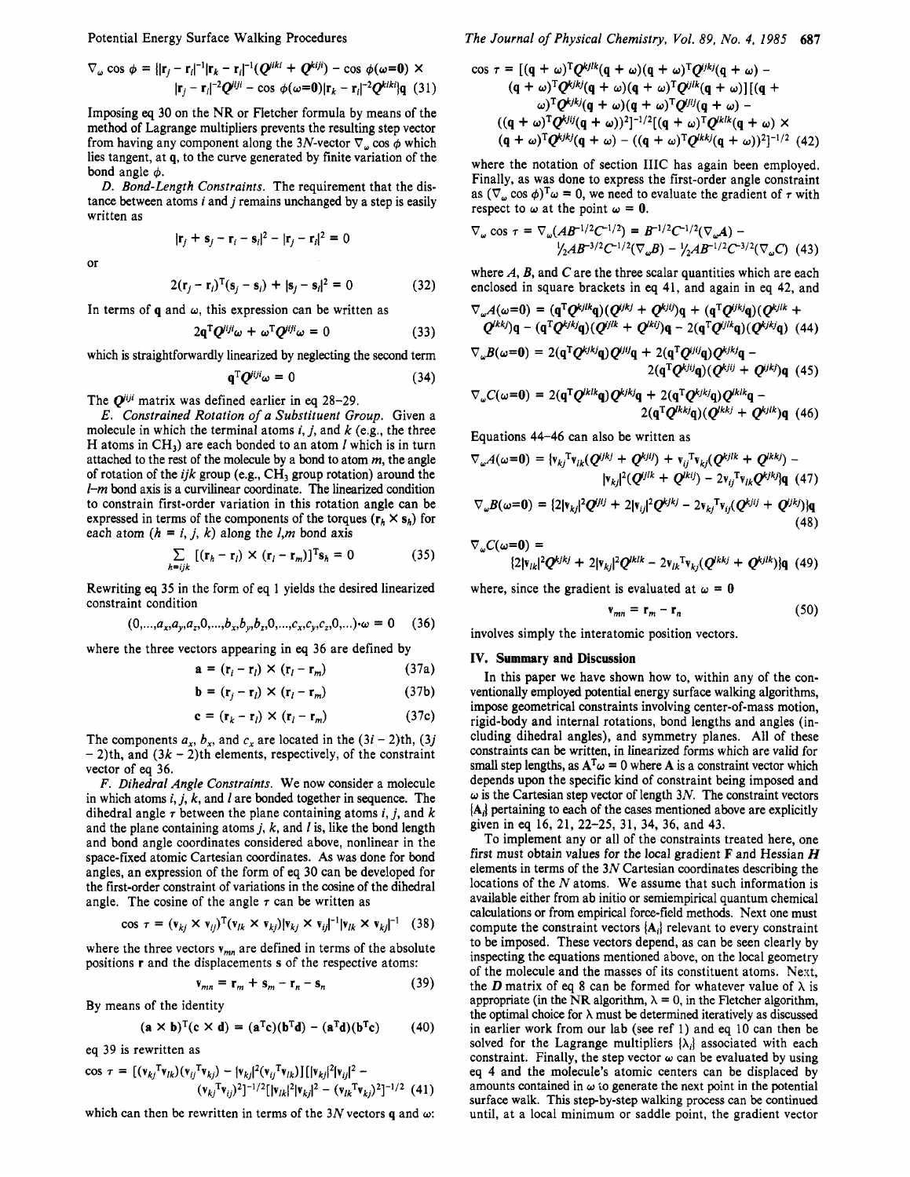$$\nabla_\omega \cos\phi = \{|\mathbf{r}_j - \mathbf{r}_i|^{-1}|\mathbf{r}_k - \mathbf{r}_i|^{-1}(Q^{ijki} + Q^{kiji}) - \cos\phi(\omega{=}0) \times |\mathbf{r}_j - \mathbf{r}_i|^{-2}Q^{ijij} - \cos\phi(\omega{=}0)|\mathbf{r}_k - \mathbf{r}_i|^{-2}Q^{kiki}\}\mathbf{q} \quad (31)$$

Imposing eq 30 on the NR or Fletcher formula by means of the method of Lagrange multipliers prevents the resulting step vector from having any component along the $3N$-vector $\nabla_\omega \cos\phi$ which lies tangent, at $\mathbf{q}$, to the curve generated by finite variation of the bond angle $\phi$.

*D. Bond-Length Constraints.* The requirement that the distance between atoms $i$ and $j$ remains unchanged by a step is easily written as

$$|\mathbf{r}_j + \mathbf{s}_j - \mathbf{r}_i - \mathbf{s}_i|^2 - |\mathbf{r}_j - \mathbf{r}_i|^2 = 0$$

or

$$2(\mathbf{r}_j - \mathbf{r}_i)^{\mathrm{T}}(\mathbf{s}_j - \mathbf{s}_i) + |\mathbf{s}_j - \mathbf{s}_i|^2 = 0 \quad (32)$$

In terms of $\mathbf{q}$ and $\omega$, this expression can be written as

$$2\mathbf{q}^{\mathrm{T}}Q^{ijij}\omega + \omega^{\mathrm{T}}Q^{ijij}\omega = 0 \quad (33)$$

which is straightforwardly linearized by neglecting the second term

$$\mathbf{q}^{\mathrm{T}}Q^{ijij}\omega = 0 \quad (34)$$

The $Q^{ijij}$ matrix was defined earlier in eq 28–29.

*E. Constrained Rotation of a Substituent Group.* Given a molecule in which the terminal atoms $i$, $j$, and $k$ (e.g., the three H atoms in $CH_3$) are each bonded to an atom $l$ which is in turn attached to the rest of the molecule by a bond to atom $m$, the angle of rotation of the $ijk$ group (e.g., $CH_3$ group rotation) around the $l$–$m$ bond axis is a curvilinear coordinate. The linearized condition to constrain first-order variation in this rotation angle can be expressed in terms of the components of the torques $(\mathbf{r}_h \times \mathbf{s}_h)$ for each atom $(h = i, j, k)$ along the $l,m$ bond axis

$$\sum_{h=ijk} [(\mathbf{r}_h - \mathbf{r}_l) \times (\mathbf{r}_l - \mathbf{r}_m)]^{\mathrm{T}}\mathbf{s}_h = 0 \quad (35)$$

Rewriting eq 35 in the form of eq 1 yields the desired linearized constraint condition

$$(0,\ldots,a_x,a_y,a_z,0,\ldots,b_x,b_y,b_z,0,\ldots,c_x,c_y,c_z,0,\ldots)\cdot\omega = 0 \quad (36)$$

where the three vectors appearing in eq 36 are defined by

$$\mathbf{a} = (\mathbf{r}_i - \mathbf{r}_l) \times (\mathbf{r}_l - \mathbf{r}_m) \quad (37a)$$

$$\mathbf{b} = (\mathbf{r}_j - \mathbf{r}_l) \times (\mathbf{r}_l - \mathbf{r}_m) \quad (37b)$$

$$\mathbf{c} = (\mathbf{r}_k - \mathbf{r}_l) \times (\mathbf{r}_l - \mathbf{r}_m) \quad (37c)$$

The components $a_x$, $b_x$, and $c_x$ are located in the $(3i - 2)$th, $(3j - 2)$th, and $(3k - 2)$th elements, respectively, of the constraint vector of eq 36.

*F. Dihedral Angle Constraints.* We now consider a molecule in which atoms $i$, $j$, $k$, and $l$ are bonded together in sequence. The dihedral angle $\tau$ between the plane containing atoms $i$, $j$, and $k$ and the plane containing atoms $j$, $k$, and $l$ is, like the bond length and bond angle coordinates considered above, nonlinear in the space-fixed atomic Cartesian coordinates. As was done for bond angles, an expression of the form of eq 30 can be developed for the first-order constraint of variations in the cosine of the dihedral angle. The cosine of the angle $\tau$ can be written as

$$\cos\tau = (\mathbf{v}_{kj} \times \mathbf{v}_{ij})^{\mathrm{T}}(\mathbf{v}_{lk} \times \mathbf{v}_{kj})|\mathbf{v}_{kj} \times \mathbf{v}_{ij}|^{-1}|\mathbf{v}_{lk} \times \mathbf{v}_{kj}|^{-1} \quad (38)$$

where the three vectors $\mathbf{v}_{mn}$ are defined in terms of the absolute positions $\mathbf{r}$ and the displacements $\mathbf{s}$ of the respective atoms:

$$\mathbf{v}_{mn} = \mathbf{r}_m + \mathbf{s}_m - \mathbf{r}_n - \mathbf{s}_n \quad (39)$$

By means of the identity

$$(\mathbf{a} \times \mathbf{b})^{\mathrm{T}}(\mathbf{c} \times \mathbf{d}) = (\mathbf{a}^{\mathrm{T}}\mathbf{c})(\mathbf{b}^{\mathrm{T}}\mathbf{d}) - (\mathbf{a}^{\mathrm{T}}\mathbf{d})(\mathbf{b}^{\mathrm{T}}\mathbf{c}) \quad (40)$$

eq 39 is rewritten as

$$\cos\tau = [(\mathbf{v}_{kj}{}^{\mathrm{T}}\mathbf{v}_{lk})(\mathbf{v}_{ij}{}^{\mathrm{T}}\mathbf{v}_{kj}) - |\mathbf{v}_{kj}|^2(\mathbf{v}_{ij}{}^{\mathrm{T}}\mathbf{v}_{lk})][|\mathbf{v}_{kj}|^2|\mathbf{v}_{ij}|^2 - (\mathbf{v}_{kj}{}^{\mathrm{T}}\mathbf{v}_{ij})^2]^{-1/2}[|\mathbf{v}_{lk}|^2|\mathbf{v}_{kj}|^2 - (\mathbf{v}_{lk}{}^{\mathrm{T}}\mathbf{v}_{kj})^2]^{-1/2} \quad (41)$$

which can then be rewritten in terms of the $3N$ vectors $\mathbf{q}$ and $\omega$:

$$\cos\tau = [(\mathbf{q} + \omega)^{\mathrm{T}}Q^{kjlk}(\mathbf{q} + \omega)(\mathbf{q} + \omega)^{\mathrm{T}}Q^{ijkj}(\mathbf{q} + \omega) - (\mathbf{q} + \omega)^{\mathrm{T}}Q^{kjkj}(\mathbf{q} + \omega)(\mathbf{q} + \omega)^{\mathrm{T}}Q^{ijlk}(\mathbf{q} + \omega)][(\mathbf{q} + \omega)^{\mathrm{T}}Q^{kjkj}(\mathbf{q} + \omega)(\mathbf{q} + \omega)^{\mathrm{T}}Q^{ijij}(\mathbf{q} + \omega) - ((\mathbf{q} + \omega)^{\mathrm{T}}Q^{kjij}(\mathbf{q} + \omega))^2]^{-1/2}[(\mathbf{q} + \omega)^{\mathrm{T}}Q^{lklk}(\mathbf{q} + \omega) \times (\mathbf{q} + \omega)^{\mathrm{T}}Q^{kjkj}(\mathbf{q} + \omega) - ((\mathbf{q} + \omega)^{\mathrm{T}}Q^{lkkj}(\mathbf{q} + \omega))^2]^{-1/2} \quad (42)$$

where the notation of section IIIC has again been employed. Finally, as was done to express the first-order angle constraint as $(\nabla_\omega \cos\phi)^{\mathrm{T}}\omega = 0$, we need to evaluate the gradient of $\tau$ with respect to $\omega$ at the point $\omega = \mathbf{0}$.

$$\nabla_\omega \cos\tau = \nabla_\omega(AB^{-1/2}C^{-1/2}) = B^{-1/2}C^{-1/2}(\nabla_\omega A) - \tfrac{1}{2}AB^{-3/2}C^{-1/2}(\nabla_\omega B) - \tfrac{1}{2}AB^{-1/2}C^{-3/2}(\nabla_\omega C) \quad (43)$$

where $A$, $B$, and $C$ are the three scalar quantities which are each enclosed in square brackets in eq 41, and again in eq 42, and

$$\nabla_\omega A(\omega{=}0) = (\mathbf{q}^{\mathrm{T}}Q^{kjlk}\mathbf{q})(Q^{ijkj} + Q^{kjij})\mathbf{q} + (\mathbf{q}^{\mathrm{T}}Q^{ijkj}\mathbf{q})(Q^{kjlk} + Q^{lkkj})\mathbf{q} - (\mathbf{q}^{\mathrm{T}}Q^{kjkj}\mathbf{q})(Q^{ijlk} + Q^{lkij})\mathbf{q} - 2(\mathbf{q}^{\mathrm{T}}Q^{ijlk}\mathbf{q})(Q^{kjkj}\mathbf{q}) \quad (44)$$

$$\nabla_\omega B(\omega{=}0) = 2(\mathbf{q}^{\mathrm{T}}Q^{kjkj}\mathbf{q})Q^{ijij}\mathbf{q} + 2(\mathbf{q}^{\mathrm{T}}Q^{ijij}\mathbf{q})Q^{kjkj}\mathbf{q} - 2(\mathbf{q}^{\mathrm{T}}Q^{kjij}\mathbf{q})(Q^{kjij} + Q^{ijkj})\mathbf{q} \quad (45)$$

$$\nabla_\omega C(\omega{=}0) = 2(\mathbf{q}^{\mathrm{T}}Q^{lklk}\mathbf{q})Q^{kjkj}\mathbf{q} + 2(\mathbf{q}^{\mathrm{T}}Q^{kjkj}\mathbf{q})Q^{lklk}\mathbf{q} - 2(\mathbf{q}^{\mathrm{T}}Q^{lkkj}\mathbf{q})(Q^{lkkj} + Q^{kjlk})\mathbf{q} \quad (46)$$

Equations 44–46 can also be written as

$$\nabla_\omega A(\omega{=}0) = \{\mathbf{v}_{kj}{}^{\mathrm{T}}\mathbf{v}_{lk}(Q^{ijkj} + Q^{kjij}) + \mathbf{v}_{ij}{}^{\mathrm{T}}\mathbf{v}_{kj}(Q^{kjlk} + Q^{lkkj}) - |\mathbf{v}_{kj}|^2(Q^{ijlk} + Q^{lkij}) - 2\mathbf{v}_{ij}{}^{\mathrm{T}}\mathbf{v}_{lk}Q^{kjkj}\}\mathbf{q} \quad (47)$$

$$\nabla_\omega B(\omega{=}0) = \{2|\mathbf{v}_{kj}|^2Q^{ijij} + 2|\mathbf{v}_{ij}|^2Q^{kjkj} - 2\mathbf{v}_{kj}{}^{\mathrm{T}}\mathbf{v}_{ij}(Q^{kjij} + Q^{ijkj})\}\mathbf{q} \quad (48)$$

$$\nabla_\omega C(\omega{=}0) = \{2|\mathbf{v}_{lk}|^2Q^{kjkj} + 2|\mathbf{v}_{kj}|^2Q^{lklk} - 2\mathbf{v}_{lk}{}^{\mathrm{T}}\mathbf{v}_{kj}(Q^{lkkj} + Q^{kjlk})\}\mathbf{q} \quad (49)$$

where, since the gradient is evaluated at $\omega = \mathbf{0}$

$$\mathbf{v}_{mn} = \mathbf{r}_m - \mathbf{r}_n \quad (50)$$

involves simply the interatomic position vectors.

## IV. Summary and Discussion

In this paper we have shown how to, within any of the conventionally employed potential energy surface walking algorithms, impose geometrical constraints involving center-of-mass motion, rigid-body and internal rotations, bond lengths and angles (including dihedral angles), and symmetry planes. All of these constraints can be written, in linearized forms which are valid for small step lengths, as $\mathbf{A}^{\mathrm{T}}\omega = 0$ where $\mathbf{A}$ is a constraint vector which depends upon the specific kind of constraint being imposed and $\omega$ is the Cartesian step vector of length $3N$. The constraint vectors $\{\mathbf{A}_i\}$ pertaining to each of the cases mentioned above are explicitly given in eq 16, 21, 22–25, 31, 34, 36, and 43.

To implement any or all of the constraints treated here, one first must obtain values for the local gradient $\mathbf{F}$ and Hessian $\boldsymbol{H}$ elements in terms of the $3N$ Cartesian coordinates describing the locations of the $N$ atoms. We assume that such information is available either from ab initio or semiempirical quantum chemical calculations or from empirical force-field methods. Next one must compute the constraint vectors $\{\mathbf{A}_i\}$ relevant to every constraint to be imposed. These vectors depend, as can be seen clearly by inspecting the equations mentioned above, on the local geometry of the molecule and the masses of its constituent atoms. Next, the $\boldsymbol{D}$ matrix of eq 8 can be formed for whatever value of $\lambda$ is appropriate (in the NR algorithm, $\lambda = 0$, in the Fletcher algorithm, the optimal choice for $\lambda$ must be determined iteratively as discussed in earlier work from our lab (see ref 1) and eq 10 can then be solved for the Lagrange multipliers $\{\lambda_i\}$ associated with each constraint. Finally, the step vector $\omega$ can be evaluated by using eq 4 and the molecule's atomic centers can be displaced by amounts contained in $\omega$ to generate the next point in the potential surface walk. This step-by-step walking process can be continued until, at a local minimum or saddle point, the gradient vector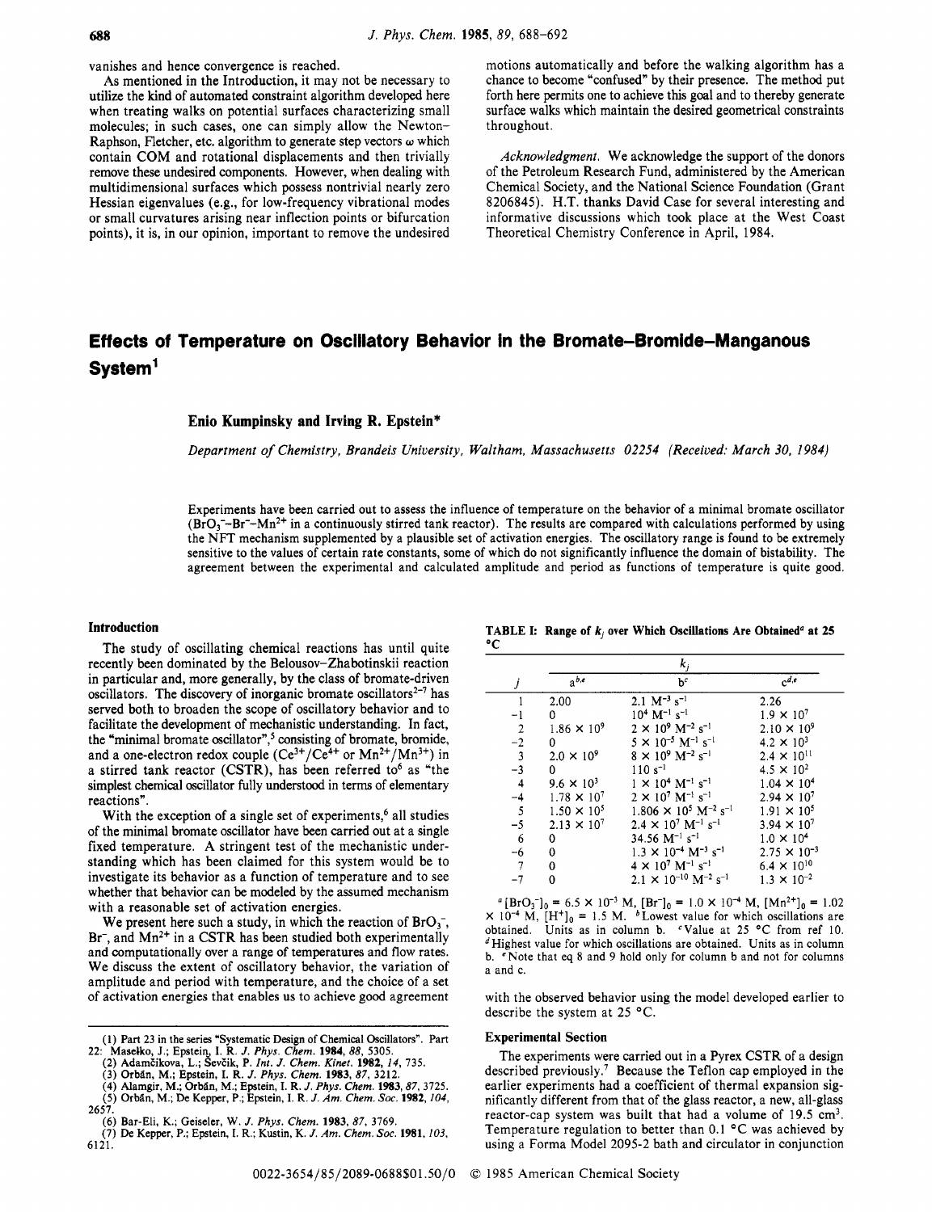vanishes and hence convergence is reached.

As mentioned in the Introduction, it may not be necessary to utilize the kind of automated constraint algorithm developed here when treating walks on potential surfaces characterizing small molecules; in such cases, one can simply allow the Newton-Raphson, Fletcher, etc. algorithm to generate step vectors $\omega$ which contain COM and rotational displacements and then trivially remove these undesired components. However, when dealing with multidimensional surfaces which possess nontrivial nearly zero Hessian eigenvalues (e.g., for low-frequency vibrational modes or small curvatures arising near inflection points or bifurcation points), it is, in our opinion, important to remove the undesired motions automatically and before the walking algorithm has a chance to become "confused" by their presence. The method put forth here permits one to achieve this goal and to thereby generate surface walks which maintain the desired geometrical constraints throughout.

*Acknowledgment.* We acknowledge the support of the donors of the Petroleum Research Fund, administered by the American Chemical Society, and the National Science Foundation (Grant 8206845). H.T. thanks David Case for several interesting and informative discussions which took place at the West Coast Theoretical Chemistry Conference in April, 1984.

# Effects of Temperature on Oscillatory Behavior in the Bromate–Bromide–Manganous System[1]

**Enio Kumpinsky and Irving R. Epstein***

*Department of Chemistry, Brandeis University, Waltham, Massachusetts 02254 (Received: March 30, 1984)*

Experiments have been carried out to assess the influence of temperature on the behavior of a minimal bromate oscillator ($BrO_3^-$–$Br^-$–$Mn^{2+}$ in a continuously stirred tank reactor). The results are compared with calculations performed by using the NFT mechanism supplemented by a plausible set of activation energies. The oscillatory range is found to be extremely sensitive to the values of certain rate constants, some of which do not significantly influence the domain of bistability. The agreement between the experimental and calculated amplitude and period as functions of temperature is quite good.

## Introduction

The study of oscillating chemical reactions has until quite recently been dominated by the Belousov–Zhabotinskii reaction in particular and, more generally, by the class of bromate-driven oscillators. The discovery of inorganic bromate oscillators[2-7] has served both to broaden the scope of oscillatory behavior and to facilitate the development of mechanistic understanding. In fact, the "minimal bromate oscillator",[5] consisting of bromate, bromide, and a one-electron redox couple ($Ce^{3+}/Ce^{4+}$ or $Mn^{2+}/Mn^{3+}$) in a stirred tank reactor (CSTR), has been referred to[6] as "the simplest chemical oscillator fully understood in terms of elementary reactions".

With the exception of a single set of experiments,[6] all studies of the minimal bromate oscillator have been carried out at a single fixed temperature. A stringent test of the mechanistic understanding which has been claimed for this system would be to investigate its behavior as a function of temperature and to see whether that behavior can be modeled by the assumed mechanism with a reasonable set of activation energies.

We present here such a study, in which the reaction of $BrO_3^-$, $Br^-$, and $Mn^{2+}$ in a CSTR has been studied both experimentally and computationally over a range of temperatures and flow rates. We discuss the extent of oscillatory behavior, the variation of amplitude and period with temperature, and the choice of a set of activation energies that enables us to achieve good agreement with the observed behavior using the model developed earlier to describe the system at 25 °C.

**TABLE I: Range of $k_j$ over Which Oscillations Are Obtained[a] at 25 °C**

| $j$ | $k_j$ | | |
|---|---|---|---|
| | a[b,e] | b[c] | c[d,e] |
| 1 | 2.00 | 2.1 $M^{-3}$ $s^{-1}$ | 2.26 |
| −1 | 0 | $10^4$ $M^{-1}$ $s^{-1}$ | $1.9 \times 10^7$ |
| 2 | $1.86 \times 10^9$ | $2 \times 10^9$ $M^{-2}$ $s^{-1}$ | $2.10 \times 10^9$ |
| −2 | 0 | $5 \times 10^{-5}$ $M^{-1}$ $s^{-1}$ | $4.2 \times 10^3$ |
| 3 | $2.0 \times 10^9$ | $8 \times 10^9$ $M^{-2}$ $s^{-1}$ | $2.4 \times 10^{11}$ |
| −3 | 0 | 110 $s^{-1}$ | $4.5 \times 10^2$ |
| 4 | $9.6 \times 10^3$ | $1 \times 10^4$ $M^{-1}$ $s^{-1}$ | $1.04 \times 10^4$ |
| −4 | $1.78 \times 10^7$ | $2 \times 10^7$ $M^{-1}$ $s^{-1}$ | $2.94 \times 10^7$ |
| 5 | $1.50 \times 10^5$ | $1.806 \times 10^5$ $M^{-2}$ $s^{-1}$ | $1.91 \times 10^5$ |
| −5 | $2.13 \times 10^7$ | $2.4 \times 10^7$ $M^{-1}$ $s^{-1}$ | $3.94 \times 10^7$ |
| 6 | 0 | 34.56 $M^{-1}$ $s^{-1}$ | $1.0 \times 10^4$ |
| −6 | 0 | $1.3 \times 10^{-4}$ $M^{-3}$ $s^{-1}$ | $2.75 \times 10^{-3}$ |
| 7 | 0 | $4 \times 10^7$ $M^{-1}$ $s^{-1}$ | $6.4 \times 10^{10}$ |
| −7 | 0 | $2.1 \times 10^{-10}$ $M^{-2}$ $s^{-1}$ | $1.3 \times 10^{-2}$ |

[a] $[BrO_3^-]_0 = 6.5 \times 10^{-3}$ M, $[Br^-]_0 = 1.0 \times 10^{-4}$ M, $[Mn^{2+}]_0 = 1.02 \times 10^{-4}$ M, $[H^+]_0 = 1.5$ M. [b] Lowest value for which oscillations are obtained. Units as in column b. [c] Value at 25 °C from ref 10. [d] Highest value for which oscillations are obtained. Units as in column b. [e] Note that eq 8 and 9 hold only for column b and not for columns a and c.

## Experimental Section

The experiments were carried out in a Pyrex CSTR of a design described previously.[7] Because the Teflon cap employed in the earlier experiments had a coefficient of thermal expansion significantly different from that of the glass reactor, a new, all-glass reactor-cap system was built that had a volume of 19.5 $cm^3$. Temperature regulation to better than 0.1 °C was achieved by using a Forma Model 2095-2 bath and circulator in conjunction

(1) Part 23 in the series "Systematic Design of Chemical Oscillators". Part 22: Maselko, J.; Epstein, I. R. *J. Phys. Chem.* **1984**, *88*, 5305.
(2) Adamčikova, L.; Ševčik, P. *Int. J. Chem. Kinet.* **1982**, *14*, 735.
(3) Orbán, M.; Epstein, I. R. *J. Phys. Chem.* **1983**, *87*, 3212.
(4) Alamgir, M.; Orbán, M.; Epstein, I. R. *J. Phys. Chem.* **1983**, *87*, 3725.
(5) Orbán, M.; De Kepper, P.; Epstein, I. R. *J. Am. Chem. Soc.* **1982**, *104*, 2657.
(6) Bar-Eli, K.; Geiseler, W. *J. Phys. Chem.* **1983**, *87*, 3769.
(7) De Kepper, P.; Epstein, I. R.; Kustin, K. *J. Am. Chem. Soc.* **1981**, *103*, 6121.

0022-3654/85/2089-0688$01.50/0 © 1985 American Chemical Society